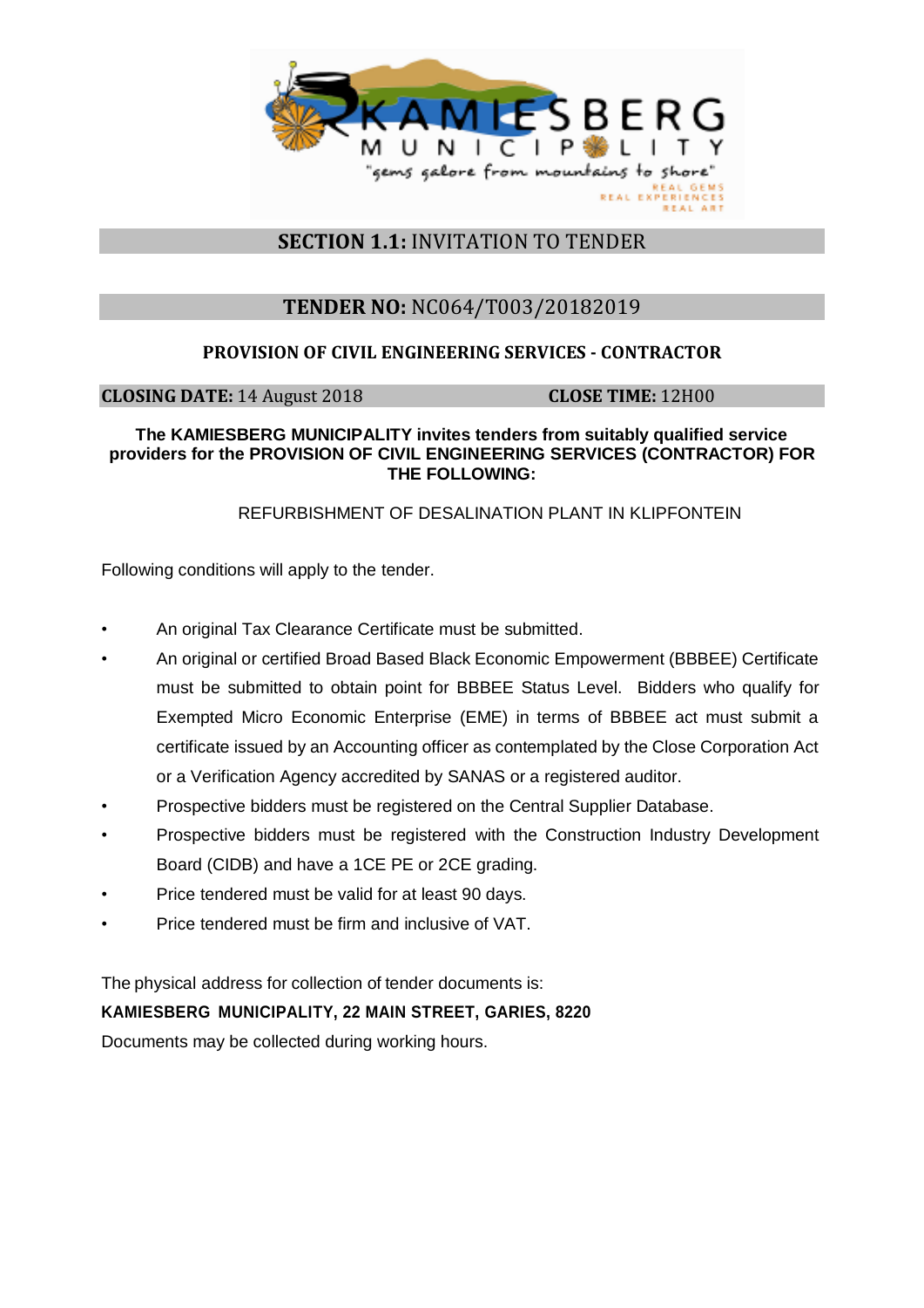## **SECTION 1.1:** INVITATION TO TENDER

## **TENDER NO:** NC064/T003/20182019

### PROVISION OF CIVIL ENGINEERING SERVICES - CONTRACTOR

**CLOSING DATE:** 14 August 2018 **CLOSE TIME:** 12H00

**The KAMIESBERG MUNICIPALITY invites tenders from suitably qualified service providers for the PROVISION OF CIVIL ENGINEERING SERVICES (CONTRACTOR) FOR THE FOLLOWING:**

REFURBISHMENT OF DESALINATION PLANT IN KLIPFONTEIN

Following conditions will apply to the tender.

- An original Tax Clearance Certificate must be submitted.
- An original or certified Broad Based Black Economic Empowerment (BBBEE) Certificate must be submitted to obtain point for BBBEE Status Level. Bidders who qualify for Exempted Micro Economic Enterprise (EME) in terms of BBBEE act must submit a certificate issued by an Accounting officer as contemplated by the Close Corporation Act or a Verification Agency accredited by SANAS or a registered auditor.
- Prospective bidders must be registered on the Central Supplier Database.
- Prospective bidders must be registered with the Construction Industry Development Board (CIDB) and have a 1CE PE or 2CE grading.
- Price tendered must be valid for at least 90 days.
- Price tendered must be firm and inclusive of VAT.

The physical address for collection of tender documents is:
**KAMIESBERG MUNICIPALITY, 22 MAIN STREET, GARIES, 8220**
Documents may be collected during working hours.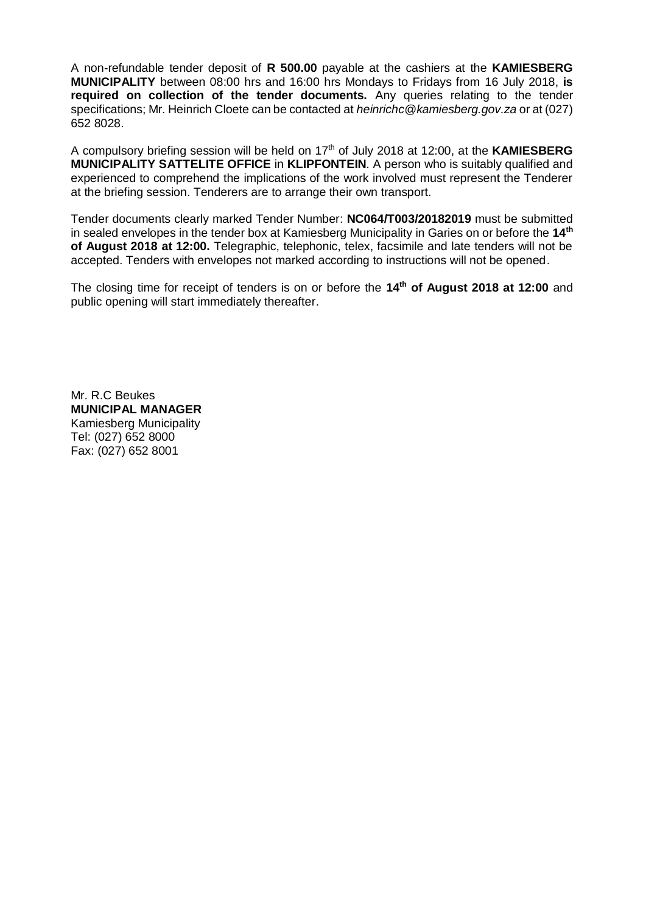A non-refundable tender deposit of **R 500.00** payable at the cashiers at the **KAMIESBERG MUNICIPALITY** between 08:00 hrs and 16:00 hrs Mondays to Fridays from 16 July 2018, **is required on collection of the tender documents.** Any queries relating to the tender specifications; Mr. Heinrich Cloete can be contacted at *heinrichc@kamiesberg.gov.za* or at (027) 652 8028.

A compulsory briefing session will be held on 17th of July 2018 at 12:00, at the **KAMIESBERG MUNICIPALITY SATTELITE OFFICE** in **KLIPFONTEIN**. A person who is suitably qualified and experienced to comprehend the implications of the work involved must represent the Tenderer at the briefing session. Tenderers are to arrange their own transport.

Tender documents clearly marked Tender Number: **NC064/T003/20182019** must be submitted in sealed envelopes in the tender box at Kamiesberg Municipality in Garies on or before the **14th of August 2018 at 12:00.** Telegraphic, telephonic, telex, facsimile and late tenders will not be accepted. Tenders with envelopes not marked according to instructions will not be opened.

The closing time for receipt of tenders is on or before the **14th of August 2018 at 12:00** and public opening will start immediately thereafter.

Mr. R.C Beukes
**MUNICIPAL MANAGER**
Kamiesberg Municipality
Tel: (027) 652 8000
Fax: (027) 652 8001